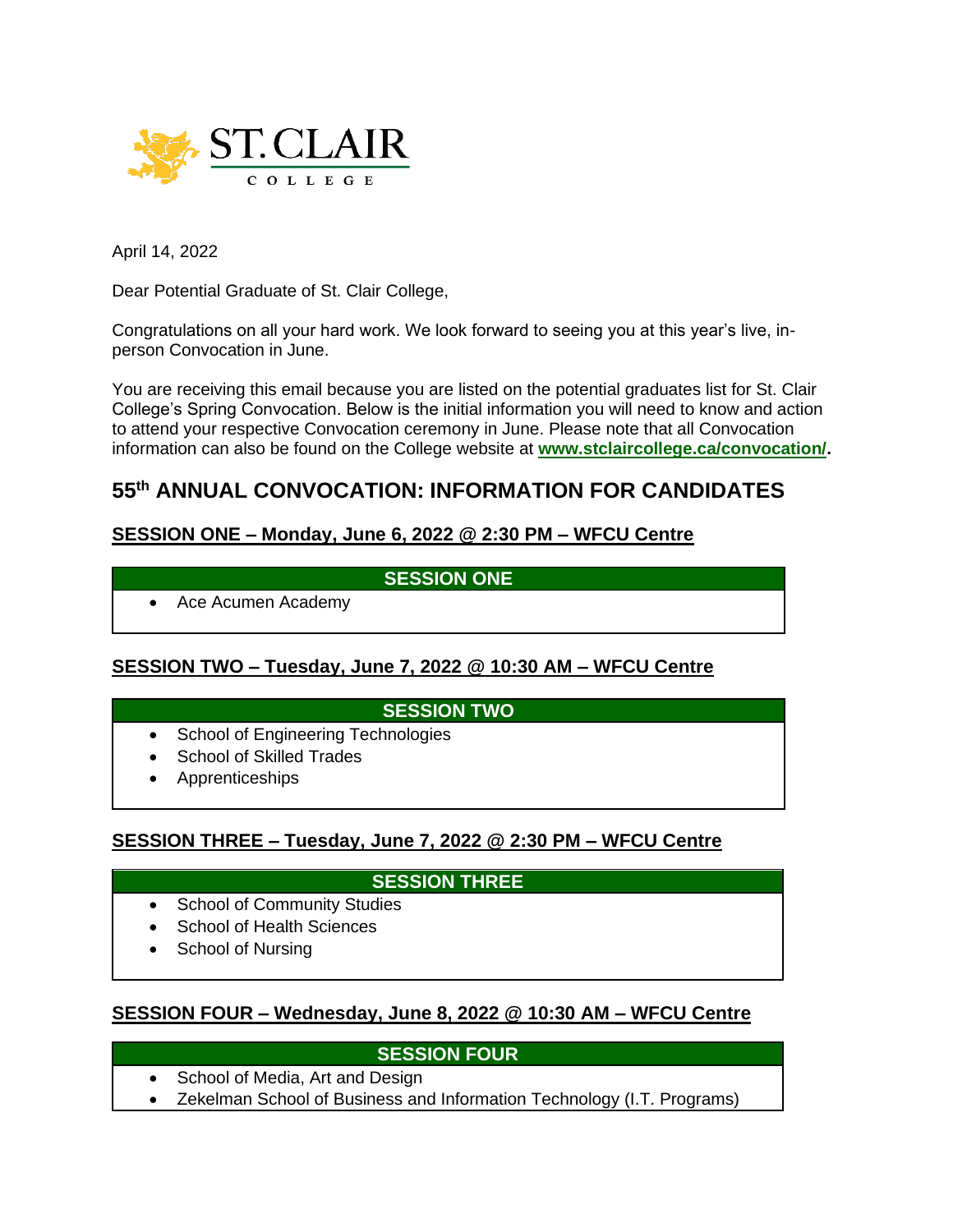ST. CLAIR COLLEGE

April 14, 2022

Dear Potential Graduate of St. Clair College,

Congratulations on all your hard work. We look forward to seeing you at this year's live, in-person Convocation in June.

You are receiving this email because you are listed on the potential graduates list for St. Clair College's Spring Convocation. Below is the initial information you will need to know and action to attend your respective Convocation ceremony in June. Please note that all Convocation information can also be found on the College website at **www.stclaircollege.ca/convocation/**.

## 55th ANNUAL CONVOCATION: INFORMATION FOR CANDIDATES

### SESSION ONE – Monday, June 6, 2022 @ 2:30 PM – WFCU Centre

| SESSION ONE |
|---|
| • Ace Acumen Academy |

### SESSION TWO – Tuesday, June 7, 2022 @ 10:30 AM – WFCU Centre

| SESSION TWO |
|---|
| • School of Engineering Technologies |
| • School of Skilled Trades |
| • Apprenticeships |

### SESSION THREE – Tuesday, June 7, 2022 @ 2:30 PM – WFCU Centre

| SESSION THREE |
|---|
| • School of Community Studies |
| • School of Health Sciences |
| • School of Nursing |

### SESSION FOUR – Wednesday, June 8, 2022 @ 10:30 AM – WFCU Centre

| SESSION FOUR |
|---|
| • School of Media, Art and Design |
| • Zekelman School of Business and Information Technology (I.T. Programs) |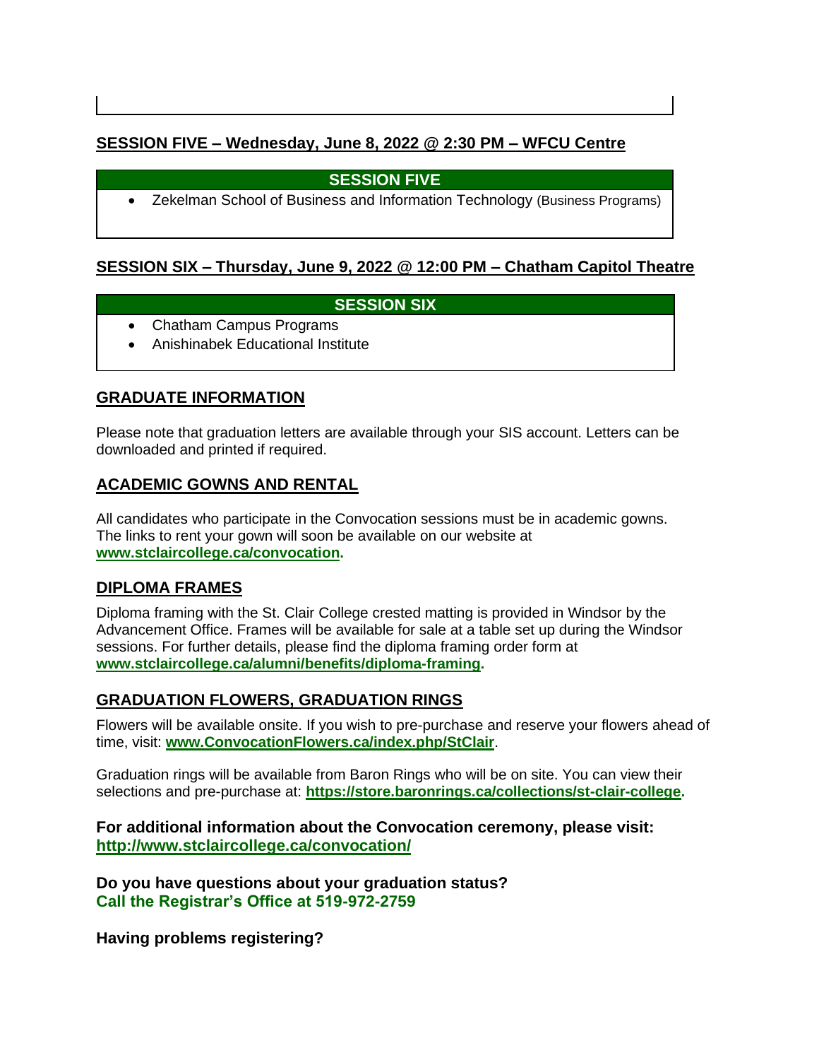## SESSION FIVE – Wednesday, June 8, 2022 @ 2:30 PM – WFCU Centre

| SESSION FIVE |
| --- |
| • Zekelman School of Business and Information Technology (Business Programs) |

## SESSION SIX – Thursday, June 9, 2022 @ 12:00 PM – Chatham Capitol Theatre

| SESSION SIX |
| --- |
| • Chatham Campus Programs<br>• Anishinabek Educational Institute |

## GRADUATE INFORMATION

Please note that graduation letters are available through your SIS account. Letters can be downloaded and printed if required.

## ACADEMIC GOWNS AND RENTAL

All candidates who participate in the Convocation sessions must be in academic gowns. The links to rent your gown will soon be available on our website at **www.stclaircollege.ca/convocation.**

## DIPLOMA FRAMES

Diploma framing with the St. Clair College crested matting is provided in Windsor by the Advancement Office. Frames will be available for sale at a table set up during the Windsor sessions. For further details, please find the diploma framing order form at **www.stclaircollege.ca/alumni/benefits/diploma-framing.**

## GRADUATION FLOWERS, GRADUATION RINGS

Flowers will be available onsite. If you wish to pre-purchase and reserve your flowers ahead of time, visit: **www.ConvocationFlowers.ca/index.php/StClair**.

Graduation rings will be available from Baron Rings who will be on site. You can view their selections and pre-purchase at: **https://store.baronrings.ca/collections/st-clair-college.**

**For additional information about the Convocation ceremony, please visit: http://www.stclaircollege.ca/convocation/**

**Do you have questions about your graduation status?**
**Call the Registrar's Office at 519-972-2759**

**Having problems registering?**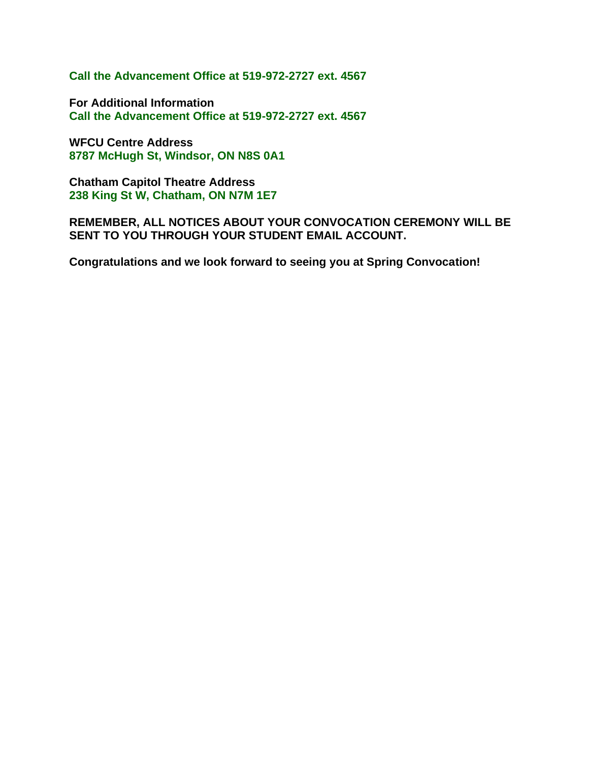**Call the Advancement Office at 519-972-2727 ext. 4567**

**For Additional Information**
**Call the Advancement Office at 519-972-2727 ext. 4567**

**WFCU Centre Address**
**8787 McHugh St, Windsor, ON N8S 0A1**

**Chatham Capitol Theatre Address**
**238 King St W, Chatham, ON N7M 1E7**

**REMEMBER, ALL NOTICES ABOUT YOUR CONVOCATION CEREMONY WILL BE SENT TO YOU THROUGH YOUR STUDENT EMAIL ACCOUNT.**

**Congratulations and we look forward to seeing you at Spring Convocation!**